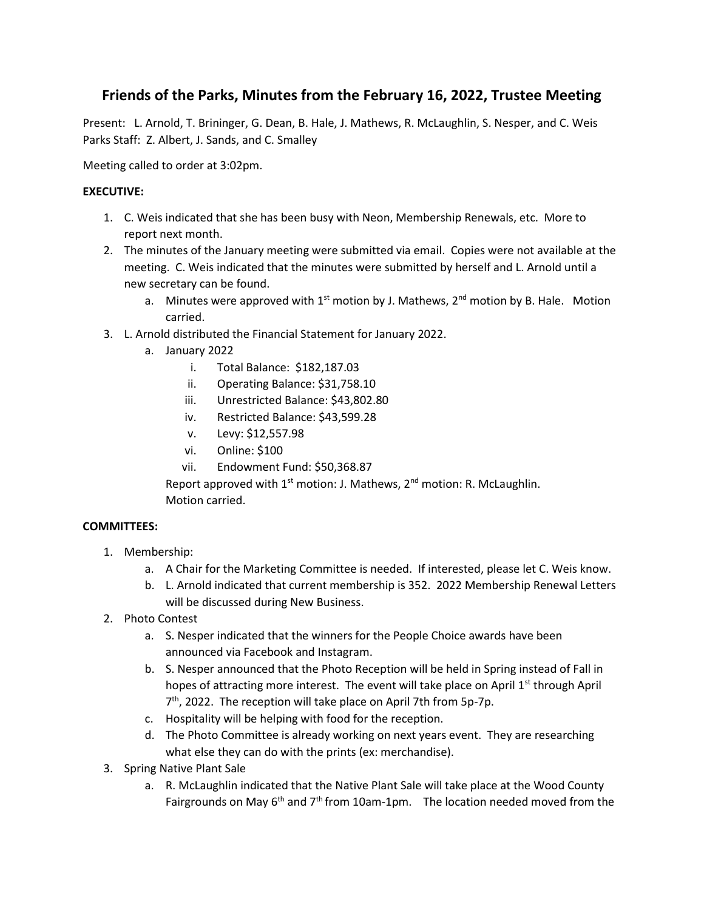# Friends of the Parks, Minutes from the February 16, 2022, Trustee Meeting

Present: L. Arnold, T. Brininger, G. Dean, B. Hale, J. Mathews, R. McLaughlin, S. Nesper, and C. Weis
Parks Staff: Z. Albert, J. Sands, and C. Smalley

Meeting called to order at 3:02pm.

**EXECUTIVE:**

1. C. Weis indicated that she has been busy with Neon, Membership Renewals, etc. More to report next month.
2. The minutes of the January meeting were submitted via email. Copies were not available at the meeting. C. Weis indicated that the minutes were submitted by herself and L. Arnold until a new secretary can be found.
   a. Minutes were approved with 1st motion by J. Mathews, 2nd motion by B. Hale. Motion carried.
3. L. Arnold distributed the Financial Statement for January 2022.
   a. January 2022
      i. Total Balance: $182,187.03
      ii. Operating Balance: $31,758.10
      iii. Unrestricted Balance: $43,802.80
      iv. Restricted Balance: $43,599.28
      v. Levy: $12,557.98
      vi. Online: $100
      vii. Endowment Fund: $50,368.87

   Report approved with 1st motion: J. Mathews, 2nd motion: R. McLaughlin.
   Motion carried.

**COMMITTEES:**

1. Membership:
   a. A Chair for the Marketing Committee is needed. If interested, please let C. Weis know.
   b. L. Arnold indicated that current membership is 352. 2022 Membership Renewal Letters will be discussed during New Business.
2. Photo Contest
   a. S. Nesper indicated that the winners for the People Choice awards have been announced via Facebook and Instagram.
   b. S. Nesper announced that the Photo Reception will be held in Spring instead of Fall in hopes of attracting more interest. The event will take place on April 1st through April 7th, 2022. The reception will take place on April 7th from 5p-7p.
   c. Hospitality will be helping with food for the reception.
   d. The Photo Committee is already working on next years event. They are researching what else they can do with the prints (ex: merchandise).
3. Spring Native Plant Sale
   a. R. McLaughlin indicated that the Native Plant Sale will take place at the Wood County Fairgrounds on May 6th and 7th from 10am-1pm. The location needed moved from the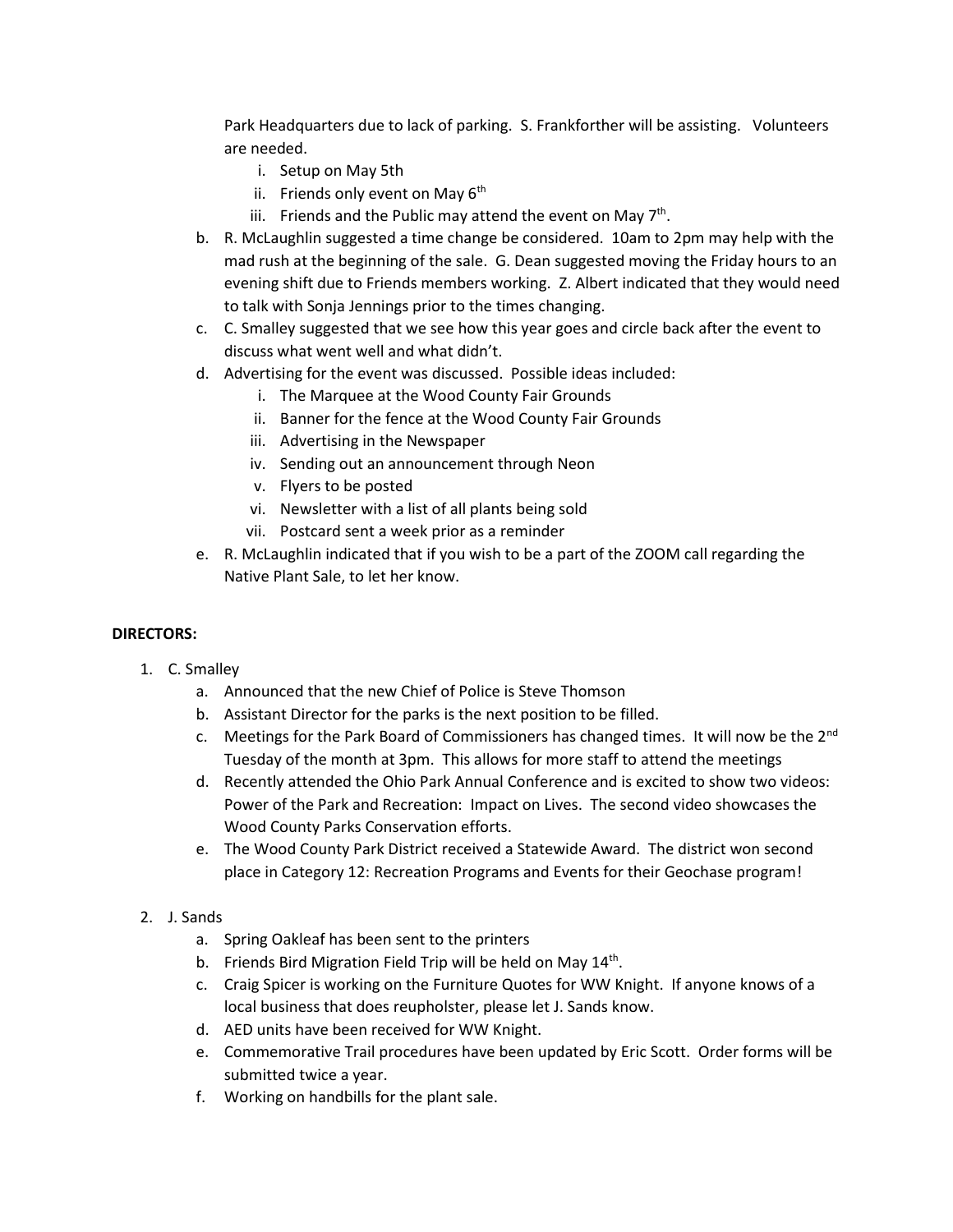Park Headquarters due to lack of parking. S. Frankforther will be assisting. Volunteers are needed.

   i. Setup on May 5th
   ii. Friends only event on May 6th
   iii. Friends and the Public may attend the event on May 7th.

b. R. McLaughlin suggested a time change be considered. 10am to 2pm may help with the mad rush at the beginning of the sale. G. Dean suggested moving the Friday hours to an evening shift due to Friends members working. Z. Albert indicated that they would need to talk with Sonja Jennings prior to the times changing.

c. C. Smalley suggested that we see how this year goes and circle back after the event to discuss what went well and what didn't.

d. Advertising for the event was discussed. Possible ideas included:
   i. The Marquee at the Wood County Fair Grounds
   ii. Banner for the fence at the Wood County Fair Grounds
   iii. Advertising in the Newspaper
   iv. Sending out an announcement through Neon
   v. Flyers to be posted
   vi. Newsletter with a list of all plants being sold
   vii. Postcard sent a week prior as a reminder

e. R. McLaughlin indicated that if you wish to be a part of the ZOOM call regarding the Native Plant Sale, to let her know.

**DIRECTORS:**

1. C. Smalley
   a. Announced that the new Chief of Police is Steve Thomson
   b. Assistant Director for the parks is the next position to be filled.
   c. Meetings for the Park Board of Commissioners has changed times. It will now be the 2nd Tuesday of the month at 3pm. This allows for more staff to attend the meetings
   d. Recently attended the Ohio Park Annual Conference and is excited to show two videos: Power of the Park and Recreation: Impact on Lives. The second video showcases the Wood County Parks Conservation efforts.
   e. The Wood County Park District received a Statewide Award. The district won second place in Category 12: Recreation Programs and Events for their Geochase program!

2. J. Sands
   a. Spring Oakleaf has been sent to the printers
   b. Friends Bird Migration Field Trip will be held on May 14th.
   c. Craig Spicer is working on the Furniture Quotes for WW Knight. If anyone knows of a local business that does reupholster, please let J. Sands know.
   d. AED units have been received for WW Knight.
   e. Commemorative Trail procedures have been updated by Eric Scott. Order forms will be submitted twice a year.
   f. Working on handbills for the plant sale.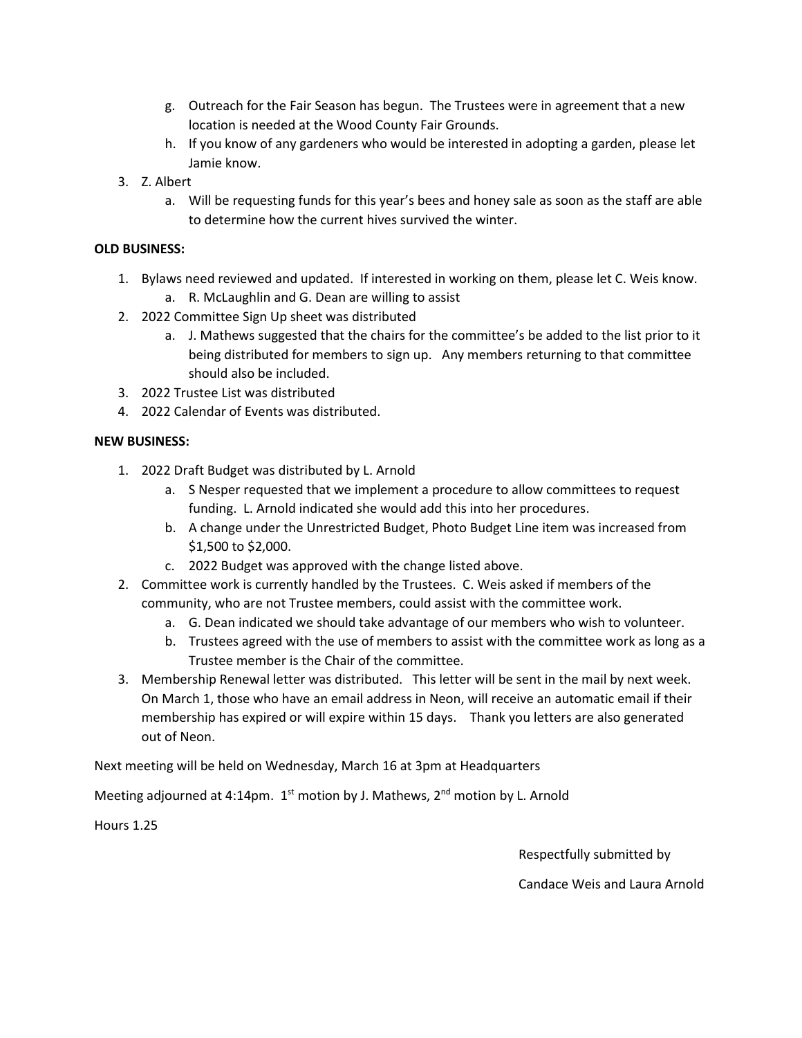g. Outreach for the Fair Season has begun. The Trustees were in agreement that a new location is needed at the Wood County Fair Grounds.
   h. If you know of any gardeners who would be interested in adopting a garden, please let Jamie know.
3. Z. Albert
   a. Will be requesting funds for this year's bees and honey sale as soon as the staff are able to determine how the current hives survived the winter.

**OLD BUSINESS:**

1. Bylaws need reviewed and updated. If interested in working on them, please let C. Weis know.
   a. R. McLaughlin and G. Dean are willing to assist
2. 2022 Committee Sign Up sheet was distributed
   a. J. Mathews suggested that the chairs for the committee's be added to the list prior to it being distributed for members to sign up. Any members returning to that committee should also be included.
3. 2022 Trustee List was distributed
4. 2022 Calendar of Events was distributed.

**NEW BUSINESS:**

1. 2022 Draft Budget was distributed by L. Arnold
   a. S Nesper requested that we implement a procedure to allow committees to request funding. L. Arnold indicated she would add this into her procedures.
   b. A change under the Unrestricted Budget, Photo Budget Line item was increased from $1,500 to $2,000.
   c. 2022 Budget was approved with the change listed above.
2. Committee work is currently handled by the Trustees. C. Weis asked if members of the community, who are not Trustee members, could assist with the committee work.
   a. G. Dean indicated we should take advantage of our members who wish to volunteer.
   b. Trustees agreed with the use of members to assist with the committee work as long as a Trustee member is the Chair of the committee.
3. Membership Renewal letter was distributed. This letter will be sent in the mail by next week. On March 1, those who have an email address in Neon, will receive an automatic email if their membership has expired or will expire within 15 days. Thank you letters are also generated out of Neon.

Next meeting will be held on Wednesday, March 16 at 3pm at Headquarters

Meeting adjourned at 4:14pm. 1st motion by J. Mathews, 2nd motion by L. Arnold

Hours 1.25

Respectfully submitted by

Candace Weis and Laura Arnold